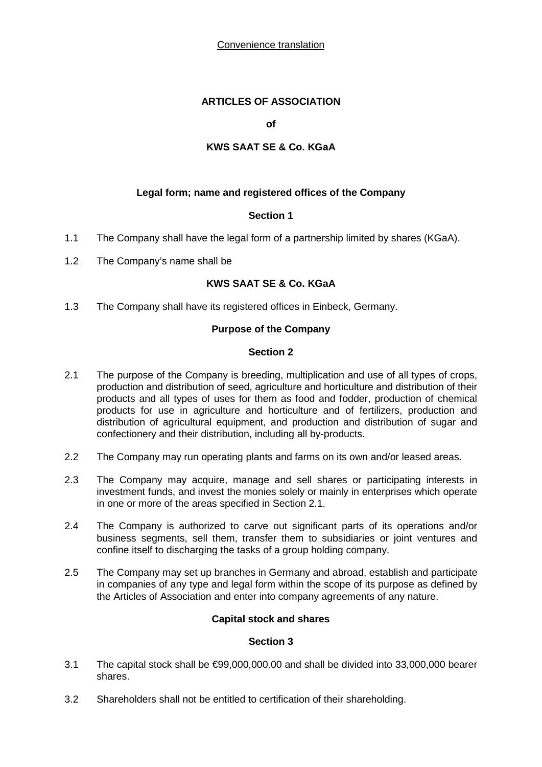Convenience translation

# ARTICLES OF ASSOCIATION

**of**

**KWS SAAT SE & Co. KGaA**

## Legal form; name and registered offices of the Company

### Section 1

1.1 The Company shall have the legal form of a partnership limited by shares (KGaA).

1.2 The Company's name shall be

**KWS SAAT SE & Co. KGaA**

1.3 The Company shall have its registered offices in Einbeck, Germany.

## Purpose of the Company

### Section 2

2.1 The purpose of the Company is breeding, multiplication and use of all types of crops, production and distribution of seed, agriculture and horticulture and distribution of their products and all types of uses for them as food and fodder, production of chemical products for use in agriculture and horticulture and of fertilizers, production and distribution of agricultural equipment, and production and distribution of sugar and confectionery and their distribution, including all by-products.

2.2 The Company may run operating plants and farms on its own and/or leased areas.

2.3 The Company may acquire, manage and sell shares or participating interests in investment funds, and invest the monies solely or mainly in enterprises which operate in one or more of the areas specified in Section 2.1.

2.4 The Company is authorized to carve out significant parts of its operations and/or business segments, sell them, transfer them to subsidiaries or joint ventures and confine itself to discharging the tasks of a group holding company.

2.5 The Company may set up branches in Germany and abroad, establish and participate in companies of any type and legal form within the scope of its purpose as defined by the Articles of Association and enter into company agreements of any nature.

## Capital stock and shares

### Section 3

3.1 The capital stock shall be €99,000,000.00 and shall be divided into 33,000,000 bearer shares.

3.2 Shareholders shall not be entitled to certification of their shareholding.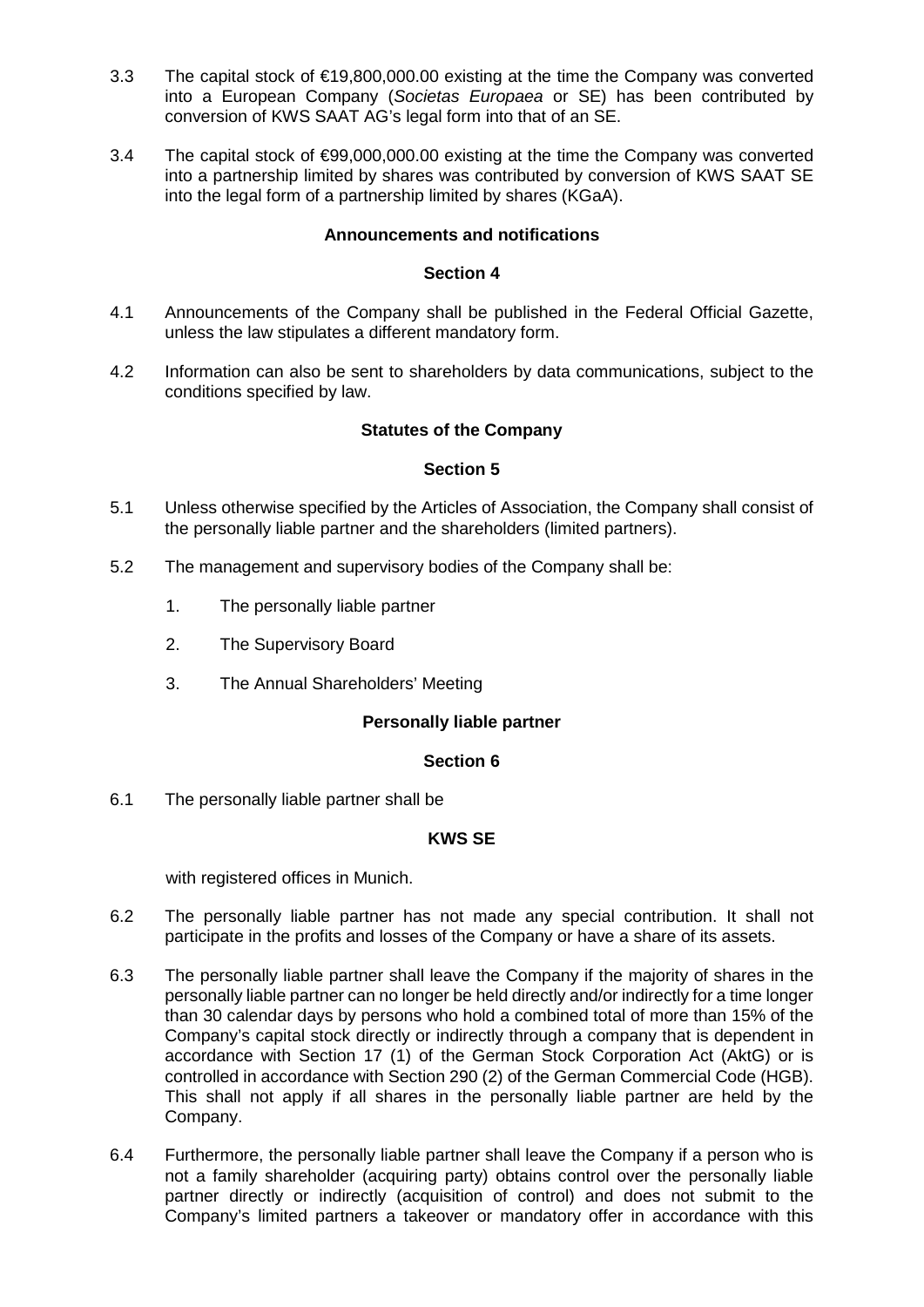3.3 The capital stock of €19,800,000.00 existing at the time the Company was converted into a European Company (*Societas Europaea* or SE) has been contributed by conversion of KWS SAAT AG's legal form into that of an SE.

3.4 The capital stock of €99,000,000.00 existing at the time the Company was converted into a partnership limited by shares was contributed by conversion of KWS SAAT SE into the legal form of a partnership limited by shares (KGaA).

**Announcements and notifications**

**Section 4**

4.1 Announcements of the Company shall be published in the Federal Official Gazette, unless the law stipulates a different mandatory form.

4.2 Information can also be sent to shareholders by data communications, subject to the conditions specified by law.

**Statutes of the Company**

**Section 5**

5.1 Unless otherwise specified by the Articles of Association, the Company shall consist of the personally liable partner and the shareholders (limited partners).

5.2 The management and supervisory bodies of the Company shall be:

1. The personally liable partner
2. The Supervisory Board
3. The Annual Shareholders' Meeting

**Personally liable partner**

**Section 6**

6.1 The personally liable partner shall be

**KWS SE**

with registered offices in Munich.

6.2 The personally liable partner has not made any special contribution. It shall not participate in the profits and losses of the Company or have a share of its assets.

6.3 The personally liable partner shall leave the Company if the majority of shares in the personally liable partner can no longer be held directly and/or indirectly for a time longer than 30 calendar days by persons who hold a combined total of more than 15% of the Company's capital stock directly or indirectly through a company that is dependent in accordance with Section 17 (1) of the German Stock Corporation Act (AktG) or is controlled in accordance with Section 290 (2) of the German Commercial Code (HGB). This shall not apply if all shares in the personally liable partner are held by the Company.

6.4 Furthermore, the personally liable partner shall leave the Company if a person who is not a family shareholder (acquiring party) obtains control over the personally liable partner directly or indirectly (acquisition of control) and does not submit to the Company's limited partners a takeover or mandatory offer in accordance with this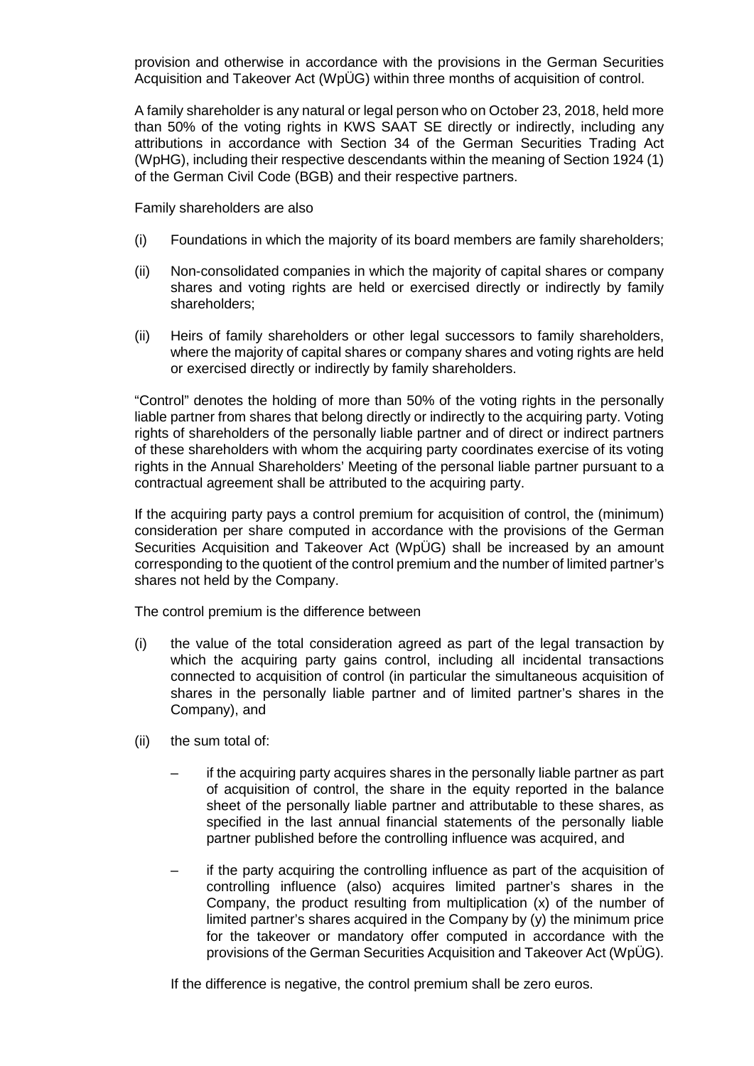provision and otherwise in accordance with the provisions in the German Securities Acquisition and Takeover Act (WpÜG) within three months of acquisition of control.

A family shareholder is any natural or legal person who on October 23, 2018, held more than 50% of the voting rights in KWS SAAT SE directly or indirectly, including any attributions in accordance with Section 34 of the German Securities Trading Act (WpHG), including their respective descendants within the meaning of Section 1924 (1) of the German Civil Code (BGB) and their respective partners.

Family shareholders are also

(i) Foundations in which the majority of its board members are family shareholders;

(ii) Non-consolidated companies in which the majority of capital shares or company shares and voting rights are held or exercised directly or indirectly by family shareholders;

(ii) Heirs of family shareholders or other legal successors to family shareholders, where the majority of capital shares or company shares and voting rights are held or exercised directly or indirectly by family shareholders.

"Control" denotes the holding of more than 50% of the voting rights in the personally liable partner from shares that belong directly or indirectly to the acquiring party. Voting rights of shareholders of the personally liable partner and of direct or indirect partners of these shareholders with whom the acquiring party coordinates exercise of its voting rights in the Annual Shareholders' Meeting of the personal liable partner pursuant to a contractual agreement shall be attributed to the acquiring party.

If the acquiring party pays a control premium for acquisition of control, the (minimum) consideration per share computed in accordance with the provisions of the German Securities Acquisition and Takeover Act (WpÜG) shall be increased by an amount corresponding to the quotient of the control premium and the number of limited partner's shares not held by the Company.

The control premium is the difference between

(i) the value of the total consideration agreed as part of the legal transaction by which the acquiring party gains control, including all incidental transactions connected to acquisition of control (in particular the simultaneous acquisition of shares in the personally liable partner and of limited partner's shares in the Company), and

(ii) the sum total of:

– if the acquiring party acquires shares in the personally liable partner as part of acquisition of control, the share in the equity reported in the balance sheet of the personally liable partner and attributable to these shares, as specified in the last annual financial statements of the personally liable partner published before the controlling influence was acquired, and

– if the party acquiring the controlling influence as part of the acquisition of controlling influence (also) acquires limited partner's shares in the Company, the product resulting from multiplication (x) of the number of limited partner's shares acquired in the Company by (y) the minimum price for the takeover or mandatory offer computed in accordance with the provisions of the German Securities Acquisition and Takeover Act (WpÜG).

If the difference is negative, the control premium shall be zero euros.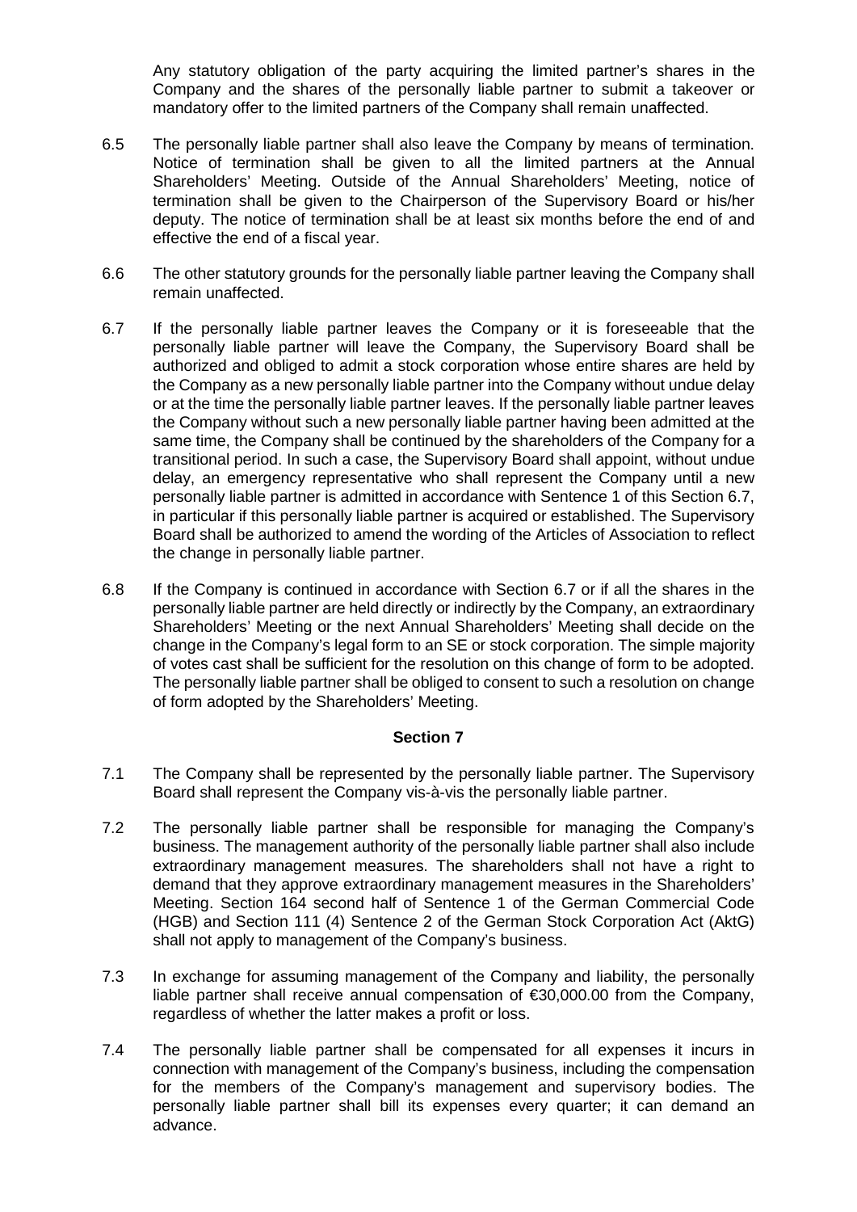Any statutory obligation of the party acquiring the limited partner's shares in the Company and the shares of the personally liable partner to submit a takeover or mandatory offer to the limited partners of the Company shall remain unaffected.

6.5 The personally liable partner shall also leave the Company by means of termination. Notice of termination shall be given to all the limited partners at the Annual Shareholders' Meeting. Outside of the Annual Shareholders' Meeting, notice of termination shall be given to the Chairperson of the Supervisory Board or his/her deputy. The notice of termination shall be at least six months before the end of and effective the end of a fiscal year.

6.6 The other statutory grounds for the personally liable partner leaving the Company shall remain unaffected.

6.7 If the personally liable partner leaves the Company or it is foreseeable that the personally liable partner will leave the Company, the Supervisory Board shall be authorized and obliged to admit a stock corporation whose entire shares are held by the Company as a new personally liable partner into the Company without undue delay or at the time the personally liable partner leaves. If the personally liable partner leaves the Company without such a new personally liable partner having been admitted at the same time, the Company shall be continued by the shareholders of the Company for a transitional period. In such a case, the Supervisory Board shall appoint, without undue delay, an emergency representative who shall represent the Company until a new personally liable partner is admitted in accordance with Sentence 1 of this Section 6.7, in particular if this personally liable partner is acquired or established. The Supervisory Board shall be authorized to amend the wording of the Articles of Association to reflect the change in personally liable partner.

6.8 If the Company is continued in accordance with Section 6.7 or if all the shares in the personally liable partner are held directly or indirectly by the Company, an extraordinary Shareholders' Meeting or the next Annual Shareholders' Meeting shall decide on the change in the Company's legal form to an SE or stock corporation. The simple majority of votes cast shall be sufficient for the resolution on this change of form to be adopted. The personally liable partner shall be obliged to consent to such a resolution on change of form adopted by the Shareholders' Meeting.

## Section 7

7.1 The Company shall be represented by the personally liable partner. The Supervisory Board shall represent the Company vis-à-vis the personally liable partner.

7.2 The personally liable partner shall be responsible for managing the Company's business. The management authority of the personally liable partner shall also include extraordinary management measures. The shareholders shall not have a right to demand that they approve extraordinary management measures in the Shareholders' Meeting. Section 164 second half of Sentence 1 of the German Commercial Code (HGB) and Section 111 (4) Sentence 2 of the German Stock Corporation Act (AktG) shall not apply to management of the Company's business.

7.3 In exchange for assuming management of the Company and liability, the personally liable partner shall receive annual compensation of €30,000.00 from the Company, regardless of whether the latter makes a profit or loss.

7.4 The personally liable partner shall be compensated for all expenses it incurs in connection with management of the Company's business, including the compensation for the members of the Company's management and supervisory bodies. The personally liable partner shall bill its expenses every quarter; it can demand an advance.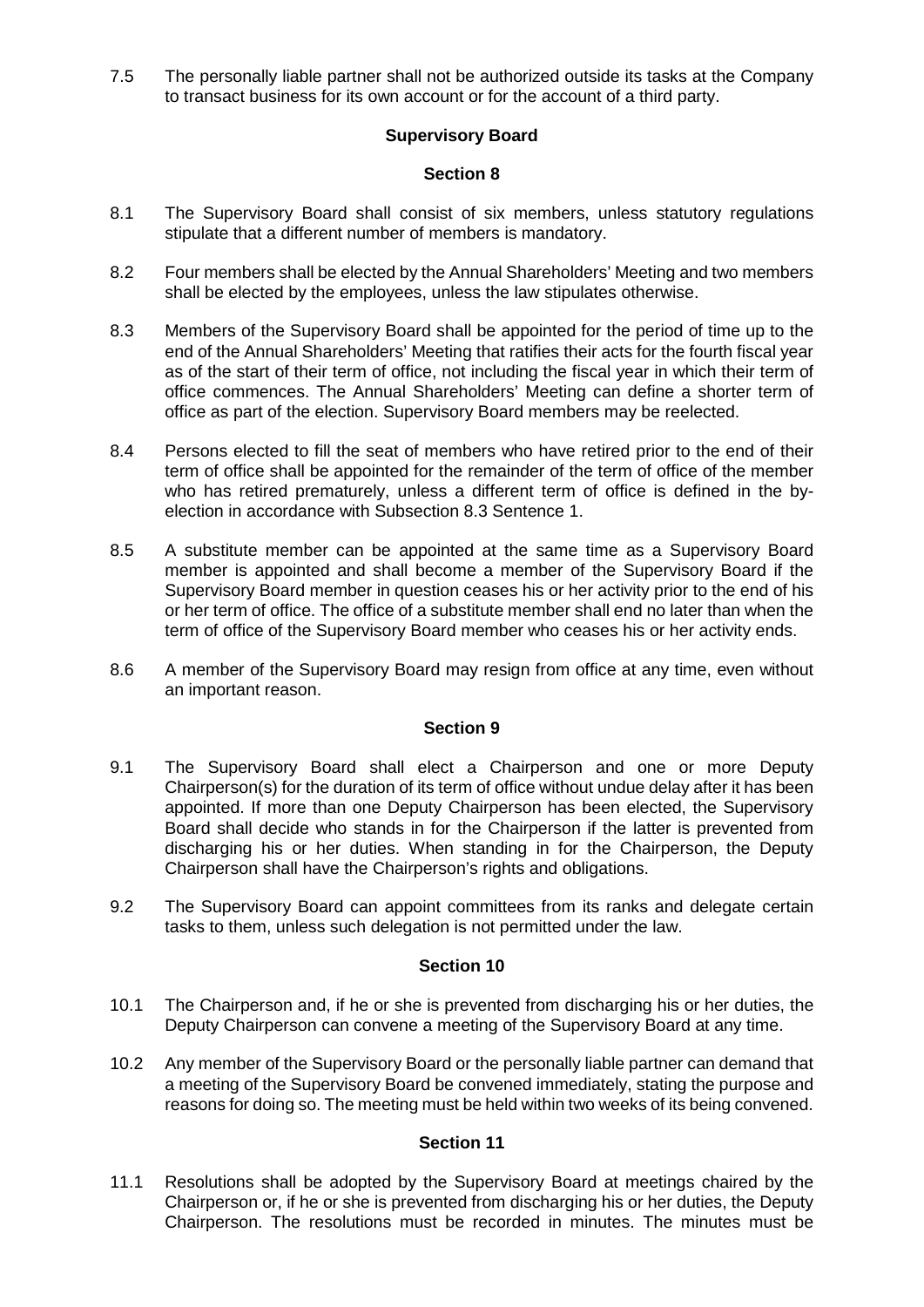7.5 The personally liable partner shall not be authorized outside its tasks at the Company to transact business for its own account or for the account of a third party.

## Supervisory Board

### Section 8

8.1 The Supervisory Board shall consist of six members, unless statutory regulations stipulate that a different number of members is mandatory.

8.2 Four members shall be elected by the Annual Shareholders' Meeting and two members shall be elected by the employees, unless the law stipulates otherwise.

8.3 Members of the Supervisory Board shall be appointed for the period of time up to the end of the Annual Shareholders' Meeting that ratifies their acts for the fourth fiscal year as of the start of their term of office, not including the fiscal year in which their term of office commences. The Annual Shareholders' Meeting can define a shorter term of office as part of the election. Supervisory Board members may be reelected.

8.4 Persons elected to fill the seat of members who have retired prior to the end of their term of office shall be appointed for the remainder of the term of office of the member who has retired prematurely, unless a different term of office is defined in the by-election in accordance with Subsection 8.3 Sentence 1.

8.5 A substitute member can be appointed at the same time as a Supervisory Board member is appointed and shall become a member of the Supervisory Board if the Supervisory Board member in question ceases his or her activity prior to the end of his or her term of office. The office of a substitute member shall end no later than when the term of office of the Supervisory Board member who ceases his or her activity ends.

8.6 A member of the Supervisory Board may resign from office at any time, even without an important reason.

### Section 9

9.1 The Supervisory Board shall elect a Chairperson and one or more Deputy Chairperson(s) for the duration of its term of office without undue delay after it has been appointed. If more than one Deputy Chairperson has been elected, the Supervisory Board shall decide who stands in for the Chairperson if the latter is prevented from discharging his or her duties. When standing in for the Chairperson, the Deputy Chairperson shall have the Chairperson's rights and obligations.

9.2 The Supervisory Board can appoint committees from its ranks and delegate certain tasks to them, unless such delegation is not permitted under the law.

### Section 10

10.1 The Chairperson and, if he or she is prevented from discharging his or her duties, the Deputy Chairperson can convene a meeting of the Supervisory Board at any time.

10.2 Any member of the Supervisory Board or the personally liable partner can demand that a meeting of the Supervisory Board be convened immediately, stating the purpose and reasons for doing so. The meeting must be held within two weeks of its being convened.

### Section 11

11.1 Resolutions shall be adopted by the Supervisory Board at meetings chaired by the Chairperson or, if he or she is prevented from discharging his or her duties, the Deputy Chairperson. The resolutions must be recorded in minutes. The minutes must be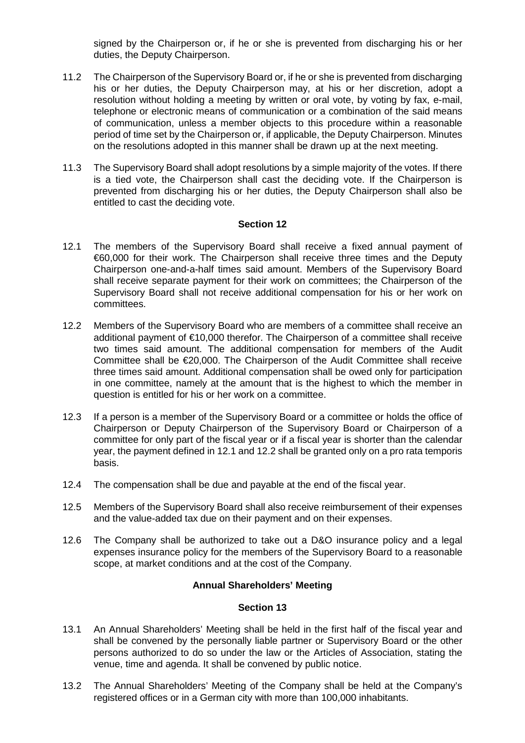signed by the Chairperson or, if he or she is prevented from discharging his or her duties, the Deputy Chairperson.

11.2 The Chairperson of the Supervisory Board or, if he or she is prevented from discharging his or her duties, the Deputy Chairperson may, at his or her discretion, adopt a resolution without holding a meeting by written or oral vote, by voting by fax, e-mail, telephone or electronic means of communication or a combination of the said means of communication, unless a member objects to this procedure within a reasonable period of time set by the Chairperson or, if applicable, the Deputy Chairperson. Minutes on the resolutions adopted in this manner shall be drawn up at the next meeting.

11.3 The Supervisory Board shall adopt resolutions by a simple majority of the votes. If there is a tied vote, the Chairperson shall cast the deciding vote. If the Chairperson is prevented from discharging his or her duties, the Deputy Chairperson shall also be entitled to cast the deciding vote.

**Section 12**

12.1 The members of the Supervisory Board shall receive a fixed annual payment of €60,000 for their work. The Chairperson shall receive three times and the Deputy Chairperson one-and-a-half times said amount. Members of the Supervisory Board shall receive separate payment for their work on committees; the Chairperson of the Supervisory Board shall not receive additional compensation for his or her work on committees.

12.2 Members of the Supervisory Board who are members of a committee shall receive an additional payment of €10,000 therefor. The Chairperson of a committee shall receive two times said amount. The additional compensation for members of the Audit Committee shall be €20,000. The Chairperson of the Audit Committee shall receive three times said amount. Additional compensation shall be owed only for participation in one committee, namely at the amount that is the highest to which the member in question is entitled for his or her work on a committee.

12.3 If a person is a member of the Supervisory Board or a committee or holds the office of Chairperson or Deputy Chairperson of the Supervisory Board or Chairperson of a committee for only part of the fiscal year or if a fiscal year is shorter than the calendar year, the payment defined in 12.1 and 12.2 shall be granted only on a pro rata temporis basis.

12.4 The compensation shall be due and payable at the end of the fiscal year.

12.5 Members of the Supervisory Board shall also receive reimbursement of their expenses and the value-added tax due on their payment and on their expenses.

12.6 The Company shall be authorized to take out a D&O insurance policy and a legal expenses insurance policy for the members of the Supervisory Board to a reasonable scope, at market conditions and at the cost of the Company.

**Annual Shareholders' Meeting**

**Section 13**

13.1 An Annual Shareholders' Meeting shall be held in the first half of the fiscal year and shall be convened by the personally liable partner or Supervisory Board or the other persons authorized to do so under the law or the Articles of Association, stating the venue, time and agenda. It shall be convened by public notice.

13.2 The Annual Shareholders' Meeting of the Company shall be held at the Company's registered offices or in a German city with more than 100,000 inhabitants.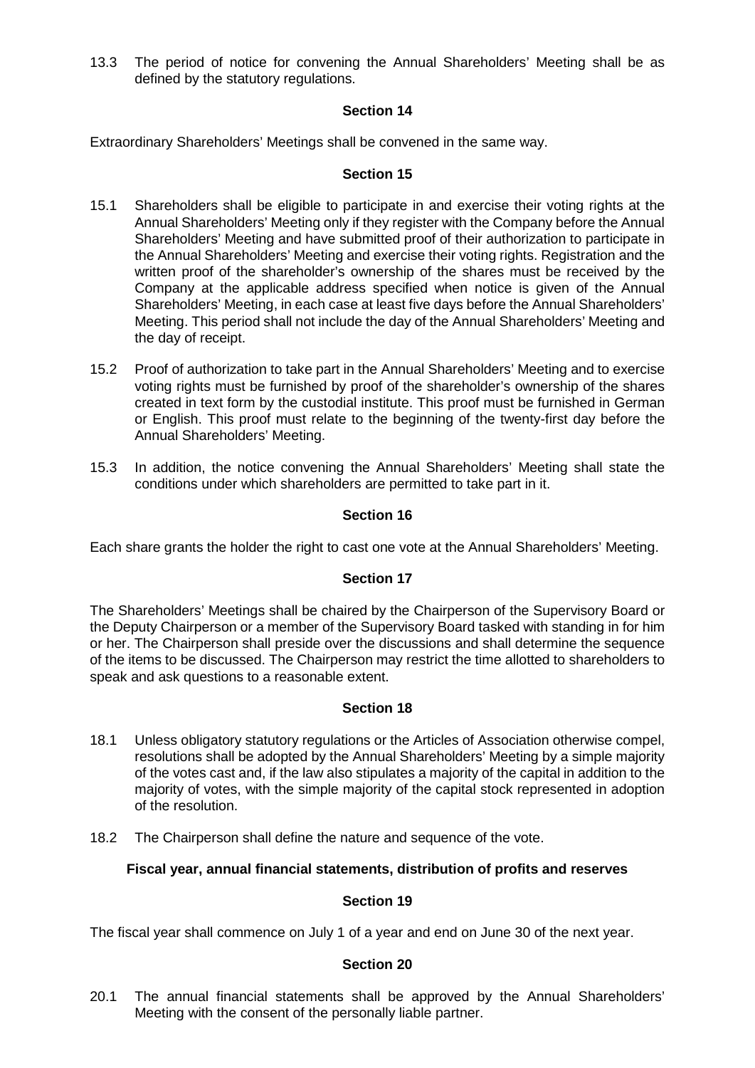13.3 The period of notice for convening the Annual Shareholders' Meeting shall be as defined by the statutory regulations.

### Section 14

Extraordinary Shareholders' Meetings shall be convened in the same way.

### Section 15

15.1 Shareholders shall be eligible to participate in and exercise their voting rights at the Annual Shareholders' Meeting only if they register with the Company before the Annual Shareholders' Meeting and have submitted proof of their authorization to participate in the Annual Shareholders' Meeting and exercise their voting rights. Registration and the written proof of the shareholder's ownership of the shares must be received by the Company at the applicable address specified when notice is given of the Annual Shareholders' Meeting, in each case at least five days before the Annual Shareholders' Meeting. This period shall not include the day of the Annual Shareholders' Meeting and the day of receipt.

15.2 Proof of authorization to take part in the Annual Shareholders' Meeting and to exercise voting rights must be furnished by proof of the shareholder's ownership of the shares created in text form by the custodial institute. This proof must be furnished in German or English. This proof must relate to the beginning of the twenty-first day before the Annual Shareholders' Meeting.

15.3 In addition, the notice convening the Annual Shareholders' Meeting shall state the conditions under which shareholders are permitted to take part in it.

### Section 16

Each share grants the holder the right to cast one vote at the Annual Shareholders' Meeting.

### Section 17

The Shareholders' Meetings shall be chaired by the Chairperson of the Supervisory Board or the Deputy Chairperson or a member of the Supervisory Board tasked with standing in for him or her. The Chairperson shall preside over the discussions and shall determine the sequence of the items to be discussed. The Chairperson may restrict the time allotted to shareholders to speak and ask questions to a reasonable extent.

### Section 18

18.1 Unless obligatory statutory regulations or the Articles of Association otherwise compel, resolutions shall be adopted by the Annual Shareholders' Meeting by a simple majority of the votes cast and, if the law also stipulates a majority of the capital in addition to the majority of votes, with the simple majority of the capital stock represented in adoption of the resolution.

18.2 The Chairperson shall define the nature and sequence of the vote.

## Fiscal year, annual financial statements, distribution of profits and reserves

### Section 19

The fiscal year shall commence on July 1 of a year and end on June 30 of the next year.

### Section 20

20.1 The annual financial statements shall be approved by the Annual Shareholders' Meeting with the consent of the personally liable partner.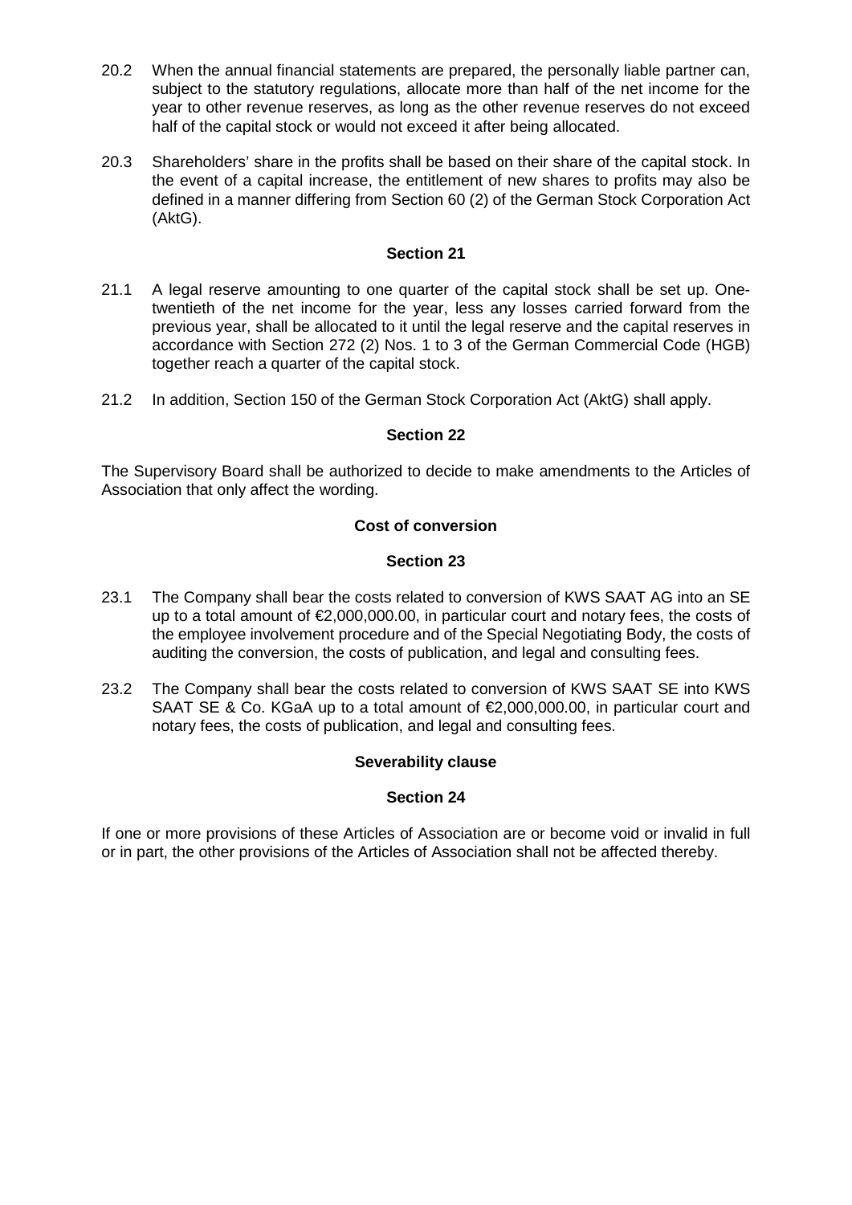20.2 When the annual financial statements are prepared, the personally liable partner can, subject to the statutory regulations, allocate more than half of the net income for the year to other revenue reserves, as long as the other revenue reserves do not exceed half of the capital stock or would not exceed it after being allocated.

20.3 Shareholders' share in the profits shall be based on their share of the capital stock. In the event of a capital increase, the entitlement of new shares to profits may also be defined in a manner differing from Section 60 (2) of the German Stock Corporation Act (AktG).

**Section 21**

21.1 A legal reserve amounting to one quarter of the capital stock shall be set up. One-twentieth of the net income for the year, less any losses carried forward from the previous year, shall be allocated to it until the legal reserve and the capital reserves in accordance with Section 272 (2) Nos. 1 to 3 of the German Commercial Code (HGB) together reach a quarter of the capital stock.

21.2 In addition, Section 150 of the German Stock Corporation Act (AktG) shall apply.

**Section 22**

The Supervisory Board shall be authorized to decide to make amendments to the Articles of Association that only affect the wording.

**Cost of conversion**

**Section 23**

23.1 The Company shall bear the costs related to conversion of KWS SAAT AG into an SE up to a total amount of €2,000,000.00, in particular court and notary fees, the costs of the employee involvement procedure and of the Special Negotiating Body, the costs of auditing the conversion, the costs of publication, and legal and consulting fees.

23.2 The Company shall bear the costs related to conversion of KWS SAAT SE into KWS SAAT SE & Co. KGaA up to a total amount of €2,000,000.00, in particular court and notary fees, the costs of publication, and legal and consulting fees.

**Severability clause**

**Section 24**

If one or more provisions of these Articles of Association are or become void or invalid in full or in part, the other provisions of the Articles of Association shall not be affected thereby.